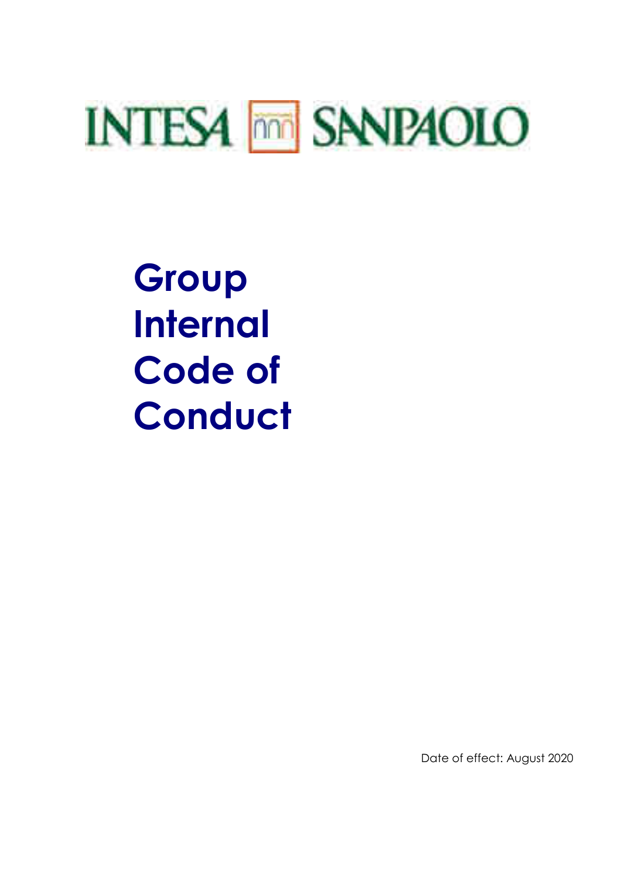INTESA SANPAOLO

# Group Internal Code of Conduct

Date of effect: August 2020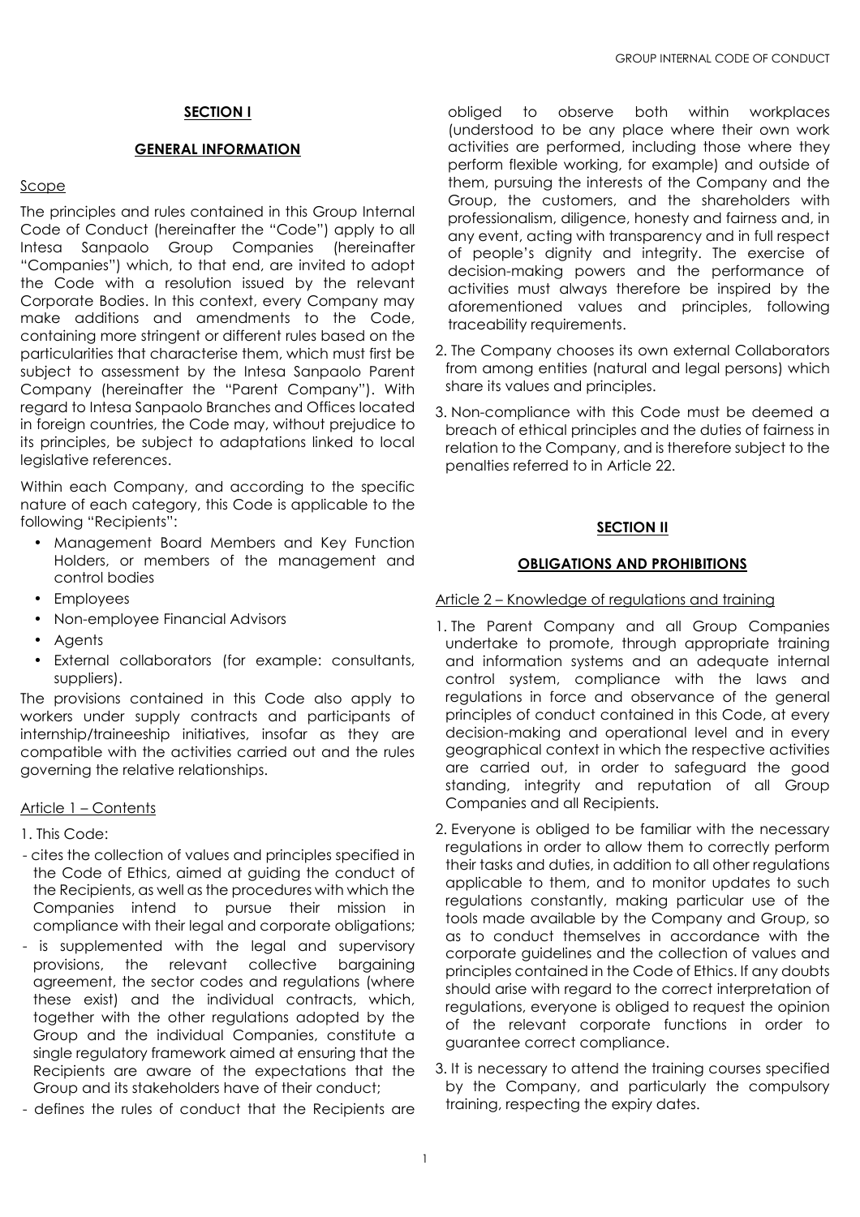## SECTION I

## GENERAL INFORMATION

Scope

The principles and rules contained in this Group Internal Code of Conduct (hereinafter the "Code") apply to all Intesa Sanpaolo Group Companies (hereinafter "Companies") which, to that end, are invited to adopt the Code with a resolution issued by the relevant Corporate Bodies. In this context, every Company may make additions and amendments to the Code, containing more stringent or different rules based on the particularities that characterise them, which must first be subject to assessment by the Intesa Sanpaolo Parent Company (hereinafter the "Parent Company"). With regard to Intesa Sanpaolo Branches and Offices located in foreign countries, the Code may, without prejudice to its principles, be subject to adaptations linked to local legislative references.

Within each Company, and according to the specific nature of each category, this Code is applicable to the following "Recipients":

- Management Board Members and Key Function Holders, or members of the management and control bodies
- Employees
- Non-employee Financial Advisors
- Agents
- External collaborators (for example: consultants, suppliers).

The provisions contained in this Code also apply to workers under supply contracts and participants of internship/traineeship initiatives, insofar as they are compatible with the activities carried out and the rules governing the relative relationships.

Article 1 – Contents

1. This Code:

- cites the collection of values and principles specified in the Code of Ethics, aimed at guiding the conduct of the Recipients, as well as the procedures with which the Companies intend to pursue their mission in compliance with their legal and corporate obligations;
- is supplemented with the legal and supervisory provisions, the relevant collective bargaining agreement, the sector codes and regulations (where these exist) and the individual contracts, which, together with the other regulations adopted by the Group and the individual Companies, constitute a single regulatory framework aimed at ensuring that the Recipients are aware of the expectations that the Group and its stakeholders have of their conduct;
- defines the rules of conduct that the Recipients are obliged to observe both within workplaces (understood to be any place where their own work activities are performed, including those where they perform flexible working, for example) and outside of them, pursuing the interests of the Company and the Group, the customers, and the shareholders with professionalism, diligence, honesty and fairness and, in any event, acting with transparency and in full respect of people's dignity and integrity. The exercise of decision-making powers and the performance of activities must always therefore be inspired by the aforementioned values and principles, following traceability requirements.

2. The Company chooses its own external Collaborators from among entities (natural and legal persons) which share its values and principles.

3. Non-compliance with this Code must be deemed a breach of ethical principles and the duties of fairness in relation to the Company, and is therefore subject to the penalties referred to in Article 22.

## SECTION II

## OBLIGATIONS AND PROHIBITIONS

Article 2 – Knowledge of regulations and training

1. The Parent Company and all Group Companies undertake to promote, through appropriate training and information systems and an adequate internal control system, compliance with the laws and regulations in force and observance of the general principles of conduct contained in this Code, at every decision-making and operational level and in every geographical context in which the respective activities are carried out, in order to safeguard the good standing, integrity and reputation of all Group Companies and all Recipients.

2. Everyone is obliged to be familiar with the necessary regulations in order to allow them to correctly perform their tasks and duties, in addition to all other regulations applicable to them, and to monitor updates to such regulations constantly, making particular use of the tools made available by the Company and Group, so as to conduct themselves in accordance with the corporate guidelines and the collection of values and principles contained in the Code of Ethics. If any doubts should arise with regard to the correct interpretation of regulations, everyone is obliged to request the opinion of the relevant corporate functions in order to guarantee correct compliance.

3. It is necessary to attend the training courses specified by the Company, and particularly the compulsory training, respecting the expiry dates.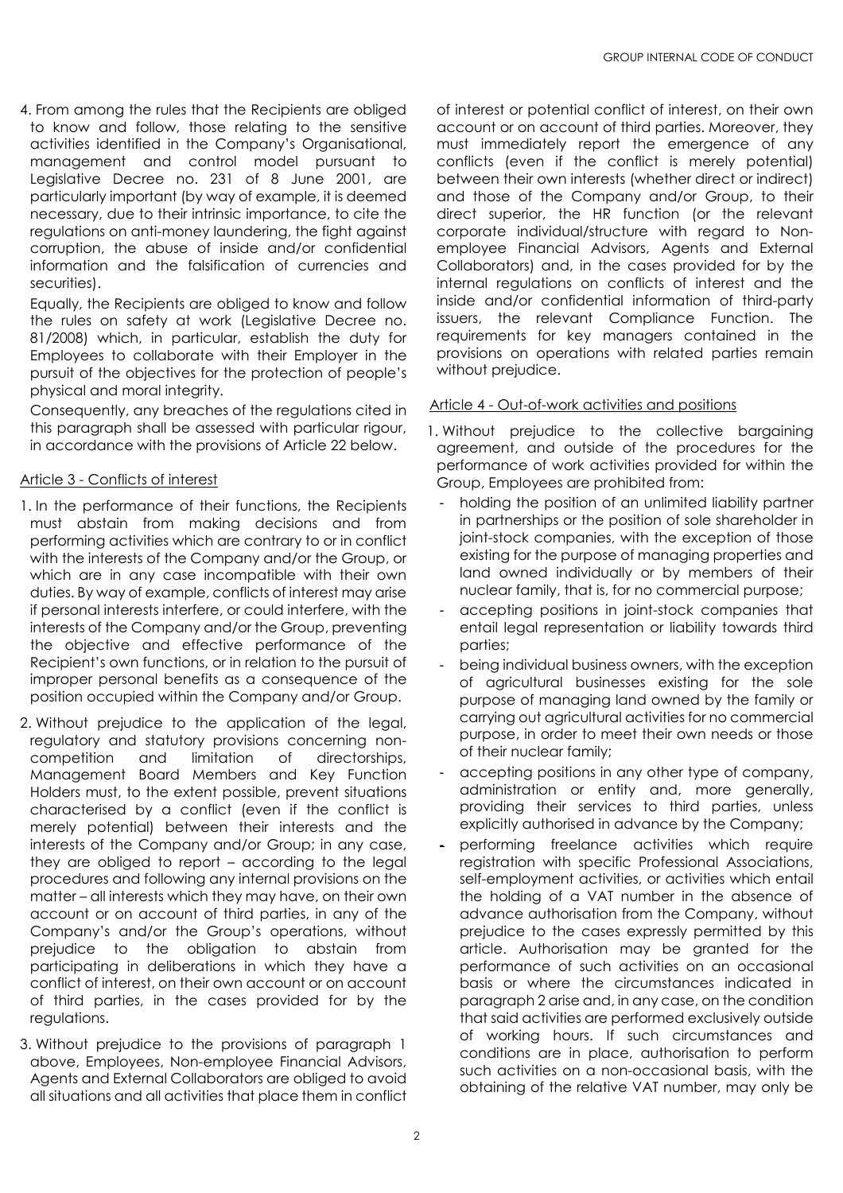4. From among the rules that the Recipients are obliged to know and follow, those relating to the sensitive activities identified in the Company's Organisational, management and control model pursuant to Legislative Decree no. 231 of 8 June 2001, are particularly important (by way of example, it is deemed necessary, due to their intrinsic importance, to cite the regulations on anti-money laundering, the fight against corruption, the abuse of inside and/or confidential information and the falsification of currencies and securities).

   Equally, the Recipients are obliged to know and follow the rules on safety at work (Legislative Decree no. 81/2008) which, in particular, establish the duty for Employees to collaborate with their Employer in the pursuit of the objectives for the protection of people's physical and moral integrity.

   Consequently, any breaches of the regulations cited in this paragraph shall be assessed with particular rigour, in accordance with the provisions of Article 22 below.

## Article 3 - Conflicts of interest

1. In the performance of their functions, the Recipients must abstain from making decisions and from performing activities which are contrary to or in conflict with the interests of the Company and/or the Group, or which are in any case incompatible with their own duties. By way of example, conflicts of interest may arise if personal interests interfere, or could interfere, with the interests of the Company and/or the Group, preventing the objective and effective performance of the Recipient's own functions, or in relation to the pursuit of improper personal benefits as a consequence of the position occupied within the Company and/or Group.

2. Without prejudice to the application of the legal, regulatory and statutory provisions concerning non-competition and limitation of directorships, Management Board Members and Key Function Holders must, to the extent possible, prevent situations characterised by a conflict (even if the conflict is merely potential) between their interests and the interests of the Company and/or Group; in any case, they are obliged to report – according to the legal procedures and following any internal provisions on the matter – all interests which they may have, on their own account or on account of third parties, in any of the Company's and/or the Group's operations, without prejudice to the obligation to abstain from participating in deliberations in which they have a conflict of interest, on their own account or on account of third parties, in the cases provided for by the regulations.

3. Without prejudice to the provisions of paragraph 1 above, Employees, Non-employee Financial Advisors, Agents and External Collaborators are obliged to avoid all situations and all activities that place them in conflict of interest or potential conflict of interest, on their own account or on account of third parties. Moreover, they must immediately report the emergence of any conflicts (even if the conflict is merely potential) between their own interests (whether direct or indirect) and those of the Company and/or Group, to their direct superior, the HR function (or the relevant corporate individual/structure with regard to Non-employee Financial Advisors, Agents and External Collaborators) and, in the cases provided for by the internal regulations on conflicts of interest and the inside and/or confidential information of third-party issuers, the relevant Compliance Function. The requirements for key managers contained in the provisions on operations with related parties remain without prejudice.

## Article 4 - Out-of-work activities and positions

1. Without prejudice to the collective bargaining agreement, and outside of the procedures for the performance of work activities provided for within the Group, Employees are prohibited from:
   - holding the position of an unlimited liability partner in partnerships or the position of sole shareholder in joint-stock companies, with the exception of those existing for the purpose of managing properties and land owned individually or by members of their nuclear family, that is, for no commercial purpose;
   - accepting positions in joint-stock companies that entail legal representation or liability towards third parties;
   - being individual business owners, with the exception of agricultural businesses existing for the sole purpose of managing land owned by the family or carrying out agricultural activities for no commercial purpose, in order to meet their own needs or those of their nuclear family;
   - accepting positions in any other type of company, administration or entity and, more generally, providing their services to third parties, unless explicitly authorised in advance by the Company;
   - performing freelance activities which require registration with specific Professional Associations, self-employment activities, or activities which entail the holding of a VAT number in the absence of advance authorisation from the Company, without prejudice to the cases expressly permitted by this article. Authorisation may be granted for the performance of such activities on an occasional basis or where the circumstances indicated in paragraph 2 arise and, in any case, on the condition that said activities are performed exclusively outside of working hours. If such circumstances and conditions are in place, authorisation to perform such activities on a non-occasional basis, with the obtaining of the relative VAT number, may only be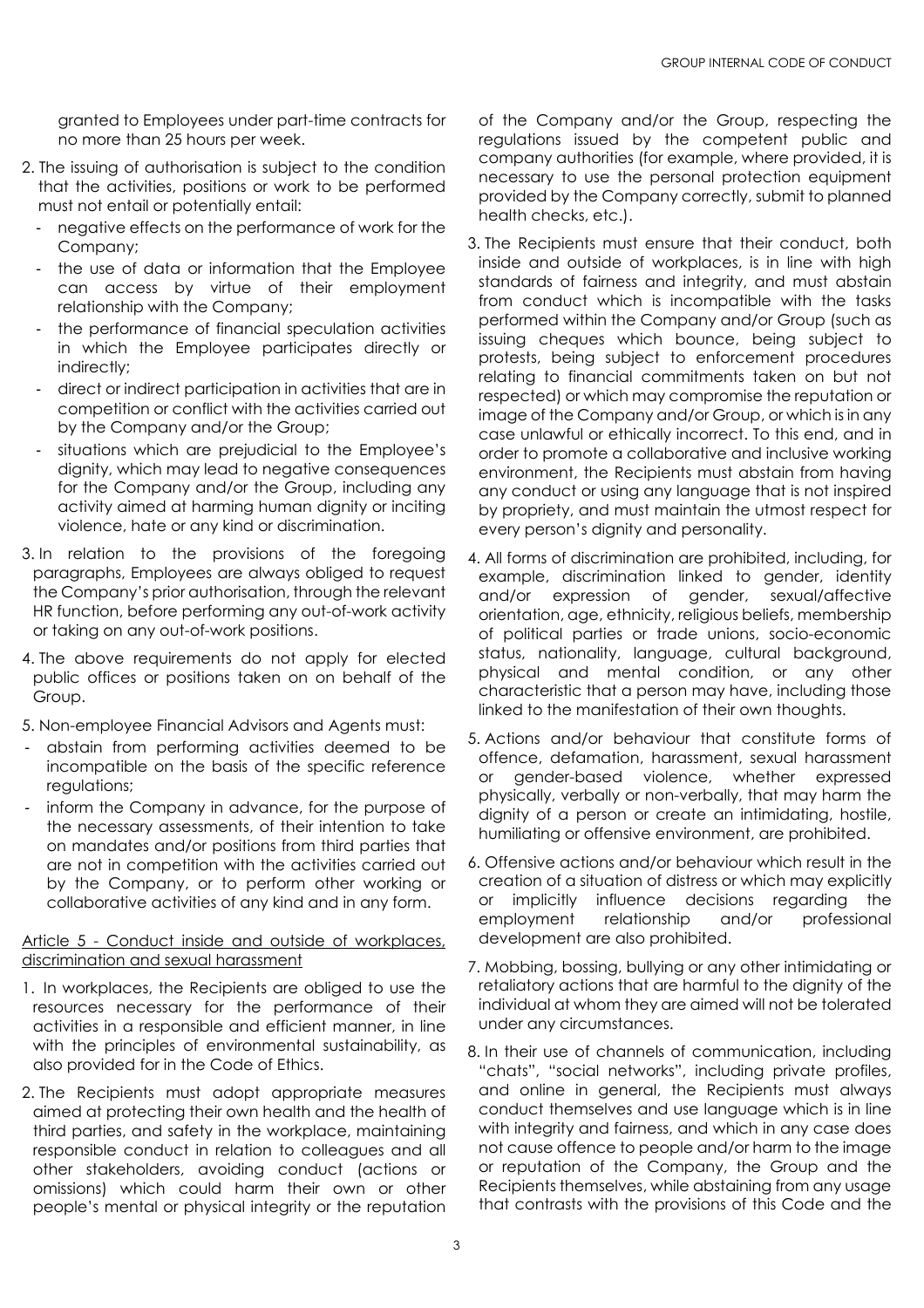granted to Employees under part-time contracts for no more than 25 hours per week.

2. The issuing of authorisation is subject to the condition that the activities, positions or work to be performed must not entail or potentially entail:
   - negative effects on the performance of work for the Company;
   - the use of data or information that the Employee can access by virtue of their employment relationship with the Company;
   - the performance of financial speculation activities in which the Employee participates directly or indirectly;
   - direct or indirect participation in activities that are in competition or conflict with the activities carried out by the Company and/or the Group;
   - situations which are prejudicial to the Employee's dignity, which may lead to negative consequences for the Company and/or the Group, including any activity aimed at harming human dignity or inciting violence, hate or any kind or discrimination.
3. In relation to the provisions of the foregoing paragraphs, Employees are always obliged to request the Company's prior authorisation, through the relevant HR function, before performing any out-of-work activity or taking on any out-of-work positions.
4. The above requirements do not apply for elected public offices or positions taken on on behalf of the Group.
5. Non-employee Financial Advisors and Agents must:
   - abstain from performing activities deemed to be incompatible on the basis of the specific reference regulations;
   - inform the Company in advance, for the purpose of the necessary assessments, of their intention to take on mandates and/or positions from third parties that are not in competition with the activities carried out by the Company, or to perform other working or collaborative activities of any kind and in any form.

<u>Article 5 - Conduct inside and outside of workplaces, discrimination and sexual harassment</u>

1. In workplaces, the Recipients are obliged to use the resources necessary for the performance of their activities in a responsible and efficient manner, in line with the principles of environmental sustainability, as also provided for in the Code of Ethics.
2. The Recipients must adopt appropriate measures aimed at protecting their own health and the health of third parties, and safety in the workplace, maintaining responsible conduct in relation to colleagues and all other stakeholders, avoiding conduct (actions or omissions) which could harm their own or other people's mental or physical integrity or the reputation of the Company and/or the Group, respecting the regulations issued by the competent public and company authorities (for example, where provided, it is necessary to use the personal protection equipment provided by the Company correctly, submit to planned health checks, etc.).
3. The Recipients must ensure that their conduct, both inside and outside of workplaces, is in line with high standards of fairness and integrity, and must abstain from conduct which is incompatible with the tasks performed within the Company and/or Group (such as issuing cheques which bounce, being subject to protests, being subject to enforcement procedures relating to financial commitments taken on but not respected) or which may compromise the reputation or image of the Company and/or Group, or which is in any case unlawful or ethically incorrect. To this end, and in order to promote a collaborative and inclusive working environment, the Recipients must abstain from having any conduct or using any language that is not inspired by propriety, and must maintain the utmost respect for every person's dignity and personality.
4. All forms of discrimination are prohibited, including, for example, discrimination linked to gender, identity and/or expression of gender, sexual/affective orientation, age, ethnicity, religious beliefs, membership of political parties or trade unions, socio-economic status, nationality, language, cultural background, physical and mental condition, or any other characteristic that a person may have, including those linked to the manifestation of their own thoughts.
5. Actions and/or behaviour that constitute forms of offence, defamation, harassment, sexual harassment or gender-based violence, whether expressed physically, verbally or non-verbally, that may harm the dignity of a person or create an intimidating, hostile, humiliating or offensive environment, are prohibited.
6. Offensive actions and/or behaviour which result in the creation of a situation of distress or which may explicitly or implicitly influence decisions regarding the employment relationship and/or professional development are also prohibited.
7. Mobbing, bossing, bullying or any other intimidating or retaliatory actions that are harmful to the dignity of the individual at whom they are aimed will not be tolerated under any circumstances.
8. In their use of channels of communication, including "chats", "social networks", including private profiles, and online in general, the Recipients must always conduct themselves and use language which is in line with integrity and fairness, and which in any case does not cause offence to people and/or harm to the image or reputation of the Company, the Group and the Recipients themselves, while abstaining from any usage that contrasts with the provisions of this Code and the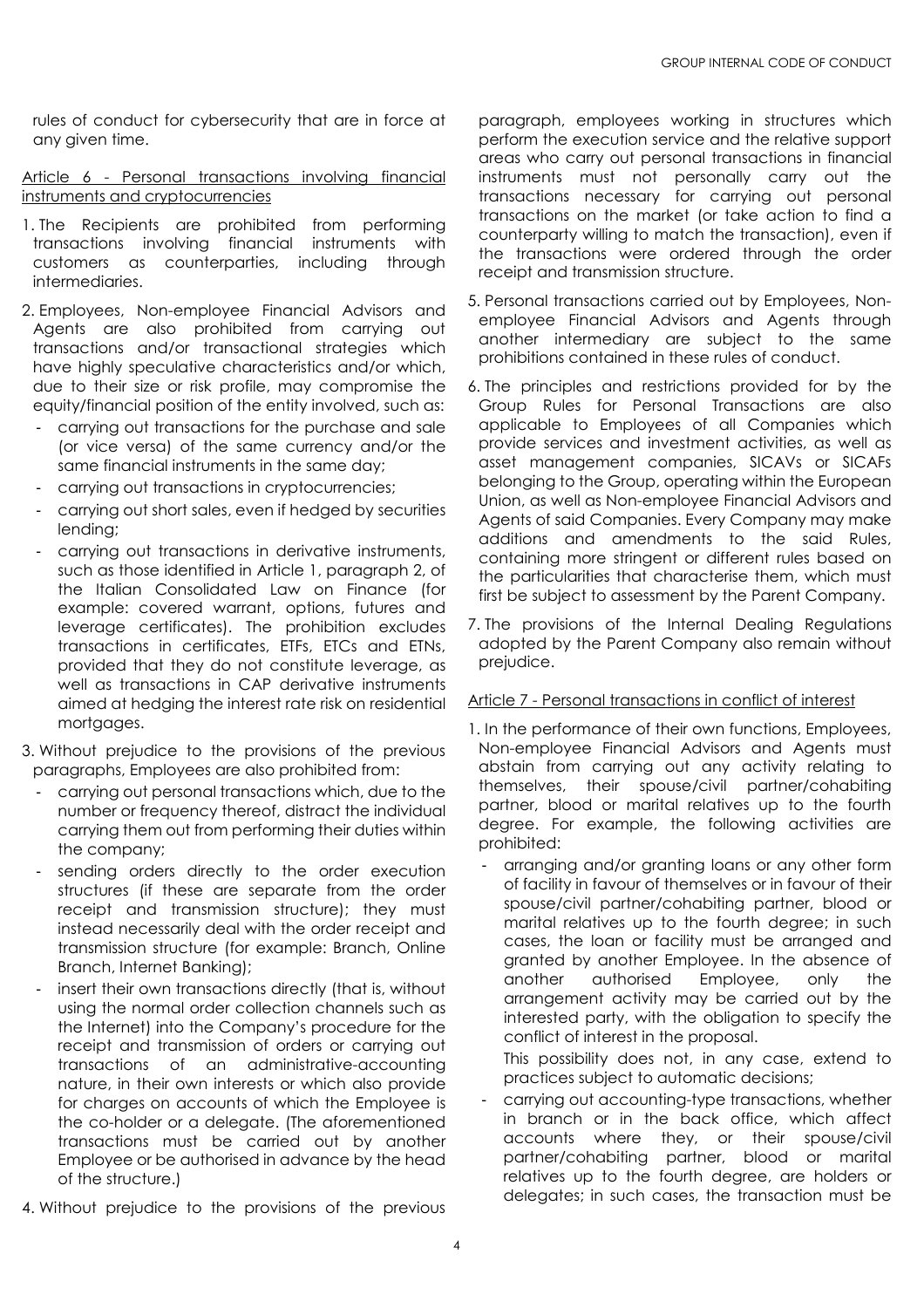rules of conduct for cybersecurity that are in force at any given time.

Article 6 - Personal transactions involving financial instruments and cryptocurrencies

1. The Recipients are prohibited from performing transactions involving financial instruments with customers as counterparties, including through intermediaries.
2. Employees, Non-employee Financial Advisors and Agents are also prohibited from carrying out transactions and/or transactional strategies which have highly speculative characteristics and/or which, due to their size or risk profile, may compromise the equity/financial position of the entity involved, such as:
   - carrying out transactions for the purchase and sale (or vice versa) of the same currency and/or the same financial instruments in the same day;
   - carrying out transactions in cryptocurrencies;
   - carrying out short sales, even if hedged by securities lending;
   - carrying out transactions in derivative instruments, such as those identified in Article 1, paragraph 2, of the Italian Consolidated Law on Finance (for example: covered warrant, options, futures and leverage certificates). The prohibition excludes transactions in certificates, ETFs, ETCs and ETNs, provided that they do not constitute leverage, as well as transactions in CAP derivative instruments aimed at hedging the interest rate risk on residential mortgages.
3. Without prejudice to the provisions of the previous paragraphs, Employees are also prohibited from:
   - carrying out personal transactions which, due to the number or frequency thereof, distract the individual carrying them out from performing their duties within the company;
   - sending orders directly to the order execution structures (if these are separate from the order receipt and transmission structure); they must instead necessarily deal with the order receipt and transmission structure (for example: Branch, Online Branch, Internet Banking);
   - insert their own transactions directly (that is, without using the normal order collection channels such as the Internet) into the Company's procedure for the receipt and transmission of orders or carrying out transactions of an administrative-accounting nature, in their own interests or which also provide for charges on accounts of which the Employee is the co-holder or a delegate. (The aforementioned transactions must be carried out by another Employee or be authorised in advance by the head of the structure.)
4. Without prejudice to the provisions of the previous paragraph, employees working in structures which perform the execution service and the relative support areas who carry out personal transactions in financial instruments must not personally carry out the transactions necessary for carrying out personal transactions on the market (or take action to find a counterparty willing to match the transaction), even if the transactions were ordered through the order receipt and transmission structure.
5. Personal transactions carried out by Employees, Non-employee Financial Advisors and Agents through another intermediary are subject to the same prohibitions contained in these rules of conduct.
6. The principles and restrictions provided for by the Group Rules for Personal Transactions are also applicable to Employees of all Companies which provide services and investment activities, as well as asset management companies, SICAVs or SICAFs belonging to the Group, operating within the European Union, as well as Non-employee Financial Advisors and Agents of said Companies. Every Company may make additions and amendments to the said Rules, containing more stringent or different rules based on the particularities that characterise them, which must first be subject to assessment by the Parent Company.
7. The provisions of the Internal Dealing Regulations adopted by the Parent Company also remain without prejudice.

Article 7 - Personal transactions in conflict of interest

1. In the performance of their own functions, Employees, Non-employee Financial Advisors and Agents must abstain from carrying out any activity relating to themselves, their spouse/civil partner/cohabiting partner, blood or marital relatives up to the fourth degree. For example, the following activities are prohibited:
   - arranging and/or granting loans or any other form of facility in favour of themselves or in favour of their spouse/civil partner/cohabiting partner, blood or marital relatives up to the fourth degree; in such cases, the loan or facility must be arranged and granted by another Employee. In the absence of another authorised Employee, only the arrangement activity may be carried out by the interested party, with the obligation to specify the conflict of interest in the proposal.

     This possibility does not, in any case, extend to practices subject to automatic decisions;
   - carrying out accounting-type transactions, whether in branch or in the back office, which affect accounts where they, or their spouse/civil partner/cohabiting partner, blood or marital relatives up to the fourth degree, are holders or delegates; in such cases, the transaction must be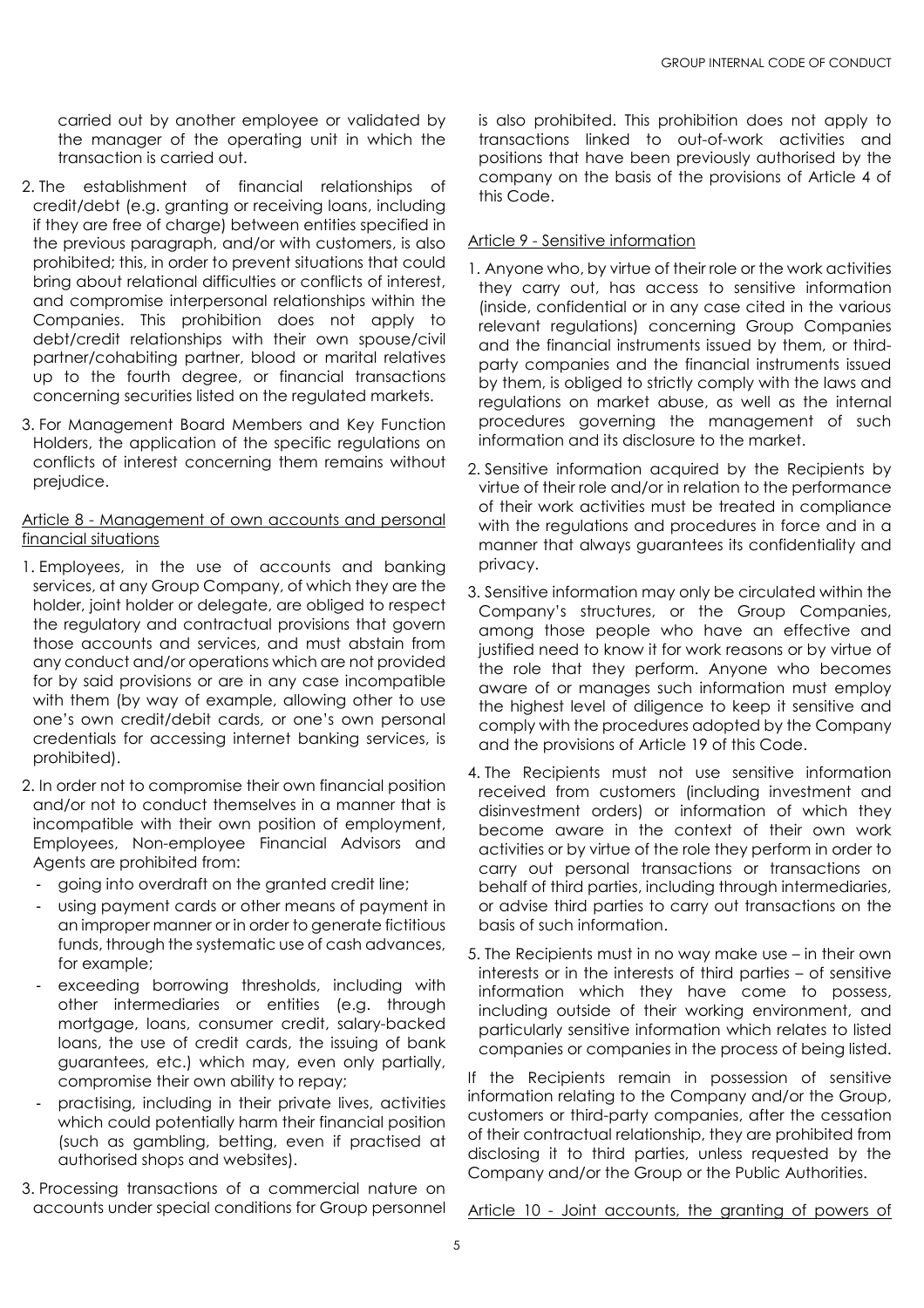carried out by another employee or validated by the manager of the operating unit in which the transaction is carried out.

2. The establishment of financial relationships of credit/debt (e.g. granting or receiving loans, including if they are free of charge) between entities specified in the previous paragraph, and/or with customers, is also prohibited; this, in order to prevent situations that could bring about relational difficulties or conflicts of interest, and compromise interpersonal relationships within the Companies. This prohibition does not apply to debt/credit relationships with their own spouse/civil partner/cohabiting partner, blood or marital relatives up to the fourth degree, or financial transactions concerning securities listed on the regulated markets.

3. For Management Board Members and Key Function Holders, the application of the specific regulations on conflicts of interest concerning them remains without prejudice.

<u>Article 8 - Management of own accounts and personal financial situations</u>

1. Employees, in the use of accounts and banking services, at any Group Company, of which they are the holder, joint holder or delegate, are obliged to respect the regulatory and contractual provisions that govern those accounts and services, and must abstain from any conduct and/or operations which are not provided for by said provisions or are in any case incompatible with them (by way of example, allowing other to use one's own credit/debit cards, or one's own personal credentials for accessing internet banking services, is prohibited).

2. In order not to compromise their own financial position and/or not to conduct themselves in a manner that is incompatible with their own position of employment, Employees, Non-employee Financial Advisors and Agents are prohibited from:
   - going into overdraft on the granted credit line;
   - using payment cards or other means of payment in an improper manner or in order to generate fictitious funds, through the systematic use of cash advances, for example;
   - exceeding borrowing thresholds, including with other intermediaries or entities (e.g. through mortgage, loans, consumer credit, salary-backed loans, the use of credit cards, the issuing of bank guarantees, etc.) which may, even only partially, compromise their own ability to repay;
   - practising, including in their private lives, activities which could potentially harm their financial position (such as gambling, betting, even if practised at authorised shops and websites).

3. Processing transactions of a commercial nature on accounts under special conditions for Group personnel is also prohibited. This prohibition does not apply to transactions linked to out-of-work activities and positions that have been previously authorised by the company on the basis of the provisions of Article 4 of this Code.

<u>Article 9 - Sensitive information</u>

1. Anyone who, by virtue of their role or the work activities they carry out, has access to sensitive information (inside, confidential or in any case cited in the various relevant regulations) concerning Group Companies and the financial instruments issued by them, or third-party companies and the financial instruments issued by them, is obliged to strictly comply with the laws and regulations on market abuse, as well as the internal procedures governing the management of such information and its disclosure to the market.

2. Sensitive information acquired by the Recipients by virtue of their role and/or in relation to the performance of their work activities must be treated in compliance with the regulations and procedures in force and in a manner that always guarantees its confidentiality and privacy.

3. Sensitive information may only be circulated within the Company's structures, or the Group Companies, among those people who have an effective and justified need to know it for work reasons or by virtue of the role that they perform. Anyone who becomes aware of or manages such information must employ the highest level of diligence to keep it sensitive and comply with the procedures adopted by the Company and the provisions of Article 19 of this Code.

4. The Recipients must not use sensitive information received from customers (including investment and disinvestment orders) or information of which they become aware in the context of their own work activities or by virtue of the role they perform in order to carry out personal transactions or transactions on behalf of third parties, including through intermediaries, or advise third parties to carry out transactions on the basis of such information.

5. The Recipients must in no way make use – in their own interests or in the interests of third parties – of sensitive information which they have come to possess, including outside of their working environment, and particularly sensitive information which relates to listed companies or companies in the process of being listed.

If the Recipients remain in possession of sensitive information relating to the Company and/or the Group, customers or third-party companies, after the cessation of their contractual relationship, they are prohibited from disclosing it to third parties, unless requested by the Company and/or the Group or the Public Authorities.

<u>Article 10 - Joint accounts, the granting of powers of</u>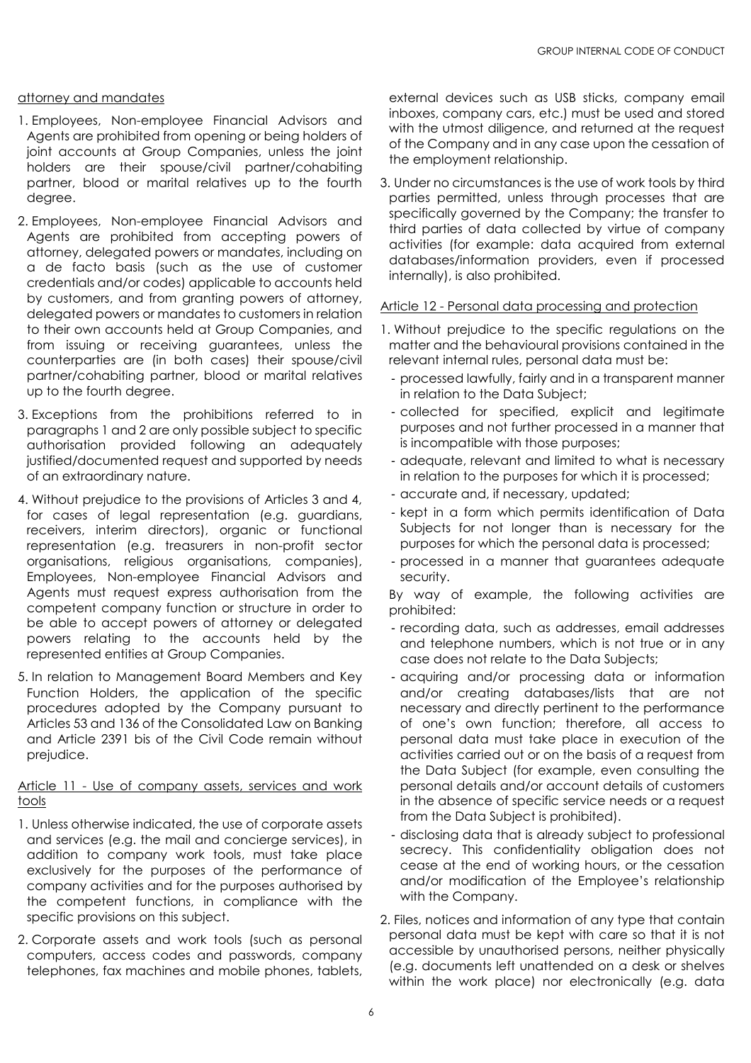attorney and mandates

1. Employees, Non-employee Financial Advisors and Agents are prohibited from opening or being holders of joint accounts at Group Companies, unless the joint holders are their spouse/civil partner/cohabiting partner, blood or marital relatives up to the fourth degree.
2. Employees, Non-employee Financial Advisors and Agents are prohibited from accepting powers of attorney, delegated powers or mandates, including on a de facto basis (such as the use of customer credentials and/or codes) applicable to accounts held by customers, and from granting powers of attorney, delegated powers or mandates to customers in relation to their own accounts held at Group Companies, and from issuing or receiving guarantees, unless the counterparties are (in both cases) their spouse/civil partner/cohabiting partner, blood or marital relatives up to the fourth degree.
3. Exceptions from the prohibitions referred to in paragraphs 1 and 2 are only possible subject to specific authorisation provided following an adequately justified/documented request and supported by needs of an extraordinary nature.
4. Without prejudice to the provisions of Articles 3 and 4, for cases of legal representation (e.g. guardians, receivers, interim directors), organic or functional representation (e.g. treasurers in non-profit sector organisations, religious organisations, companies), Employees, Non-employee Financial Advisors and Agents must request express authorisation from the competent company function or structure in order to be able to accept powers of attorney or delegated powers relating to the accounts held by the represented entities at Group Companies.
5. In relation to Management Board Members and Key Function Holders, the application of the specific procedures adopted by the Company pursuant to Articles 53 and 136 of the Consolidated Law on Banking and Article 2391 bis of the Civil Code remain without prejudice.

## Article 11 - Use of company assets, services and work tools

1. Unless otherwise indicated, the use of corporate assets and services (e.g. the mail and concierge services), in addition to company work tools, must take place exclusively for the purposes of the performance of company activities and for the purposes authorised by the competent functions, in compliance with the specific provisions on this subject.
2. Corporate assets and work tools (such as personal computers, access codes and passwords, company telephones, fax machines and mobile phones, tablets, external devices such as USB sticks, company email inboxes, company cars, etc.) must be used and stored with the utmost diligence, and returned at the request of the Company and in any case upon the cessation of the employment relationship.
3. Under no circumstances is the use of work tools by third parties permitted, unless through processes that are specifically governed by the Company; the transfer to third parties of data collected by virtue of company activities (for example: data acquired from external databases/information providers, even if processed internally), is also prohibited.

## Article 12 - Personal data processing and protection

1. Without prejudice to the specific regulations on the matter and the behavioural provisions contained in the relevant internal rules, personal data must be:
   - processed lawfully, fairly and in a transparent manner in relation to the Data Subject;
   - collected for specified, explicit and legitimate purposes and not further processed in a manner that is incompatible with those purposes;
   - adequate, relevant and limited to what is necessary in relation to the purposes for which it is processed;
   - accurate and, if necessary, updated;
   - kept in a form which permits identification of Data Subjects for not longer than is necessary for the purposes for which the personal data is processed;
   - processed in a manner that guarantees adequate security.

   By way of example, the following activities are prohibited:

   - recording data, such as addresses, email addresses and telephone numbers, which is not true or in any case does not relate to the Data Subjects;
   - acquiring and/or processing data or information and/or creating databases/lists that are not necessary and directly pertinent to the performance of one's own function; therefore, all access to personal data must take place in execution of the activities carried out or on the basis of a request from the Data Subject (for example, even consulting the personal details and/or account details of customers in the absence of specific service needs or a request from the Data Subject is prohibited).
   - disclosing data that is already subject to professional secrecy. This confidentiality obligation does not cease at the end of working hours, or the cessation and/or modification of the Employee's relationship with the Company.
2. Files, notices and information of any type that contain personal data must be kept with care so that it is not accessible by unauthorised persons, neither physically (e.g. documents left unattended on a desk or shelves within the work place) nor electronically (e.g. data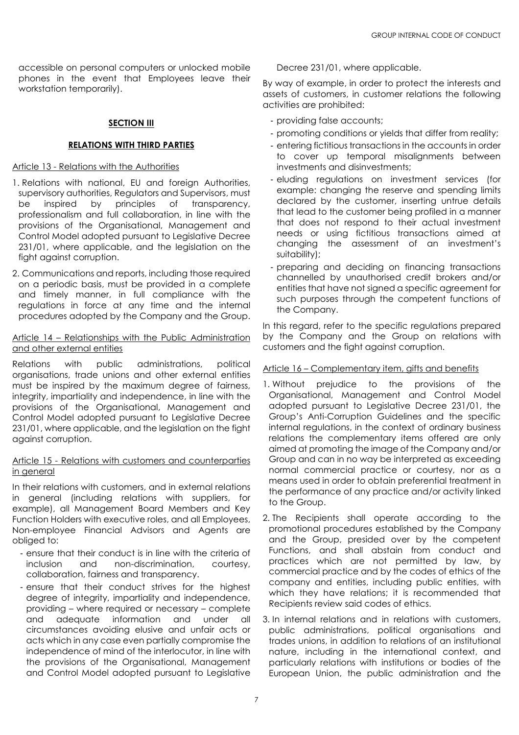accessible on personal computers or unlocked mobile phones in the event that Employees leave their workstation temporarily).

## SECTION III

## RELATIONS WITH THIRD PARTIES

### Article 13 - Relations with the Authorities

1. Relations with national, EU and foreign Authorities, supervisory authorities, Regulators and Supervisors, must be inspired by principles of transparency, professionalism and full collaboration, in line with the provisions of the Organisational, Management and Control Model adopted pursuant to Legislative Decree 231/01, where applicable, and the legislation on the fight against corruption.
2. Communications and reports, including those required on a periodic basis, must be provided in a complete and timely manner, in full compliance with the regulations in force at any time and the internal procedures adopted by the Company and the Group.

### Article 14 – Relationships with the Public Administration and other external entities

Relations with public administrations, political organisations, trade unions and other external entities must be inspired by the maximum degree of fairness, integrity, impartiality and independence, in line with the provisions of the Organisational, Management and Control Model adopted pursuant to Legislative Decree 231/01, where applicable, and the legislation on the fight against corruption.

### Article 15 - Relations with customers and counterparties in general

In their relations with customers, and in external relations in general (including relations with suppliers, for example), all Management Board Members and Key Function Holders with executive roles, and all Employees, Non-employee Financial Advisors and Agents are obliged to:

- ensure that their conduct is in line with the criteria of inclusion and non-discrimination, courtesy, collaboration, fairness and transparency.
- ensure that their conduct strives for the highest degree of integrity, impartiality and independence, providing – where required or necessary – complete and adequate information and under all circumstances avoiding elusive and unfair acts or acts which in any case even partially compromise the independence of mind of the interlocutor, in line with the provisions of the Organisational, Management and Control Model adopted pursuant to Legislative Decree 231/01, where applicable.

By way of example, in order to protect the interests and assets of customers, in customer relations the following activities are prohibited:

- providing false accounts;
- promoting conditions or yields that differ from reality;
- entering fictitious transactions in the accounts in order to cover up temporal misalignments between investments and disinvestments;
- eluding regulations on investment services (for example: changing the reserve and spending limits declared by the customer, inserting untrue details that lead to the customer being profiled in a manner that does not respond to their actual investment needs or using fictitious transactions aimed at changing the assessment of an investment's suitability);
- preparing and deciding on financing transactions channelled by unauthorised credit brokers and/or entities that have not signed a specific agreement for such purposes through the competent functions of the Company.

In this regard, refer to the specific regulations prepared by the Company and the Group on relations with customers and the fight against corruption.

### Article 16 – Complementary item, gifts and benefits

1. Without prejudice to the provisions of the Organisational, Management and Control Model adopted pursuant to Legislative Decree 231/01, the Group's Anti-Corruption Guidelines and the specific internal regulations, in the context of ordinary business relations the complementary items offered are only aimed at promoting the image of the Company and/or Group and can in no way be interpreted as exceeding normal commercial practice or courtesy, nor as a means used in order to obtain preferential treatment in the performance of any practice and/or activity linked to the Group.
2. The Recipients shall operate according to the promotional procedures established by the Company and the Group, presided over by the competent Functions, and shall abstain from conduct and practices which are not permitted by law, by commercial practice and by the codes of ethics of the company and entities, including public entities, with which they have relations; it is recommended that Recipients review said codes of ethics.
3. In internal relations and in relations with customers, public administrations, political organisations and trades unions, in addition to relations of an institutional nature, including in the international context, and particularly relations with institutions or bodies of the European Union, the public administration and the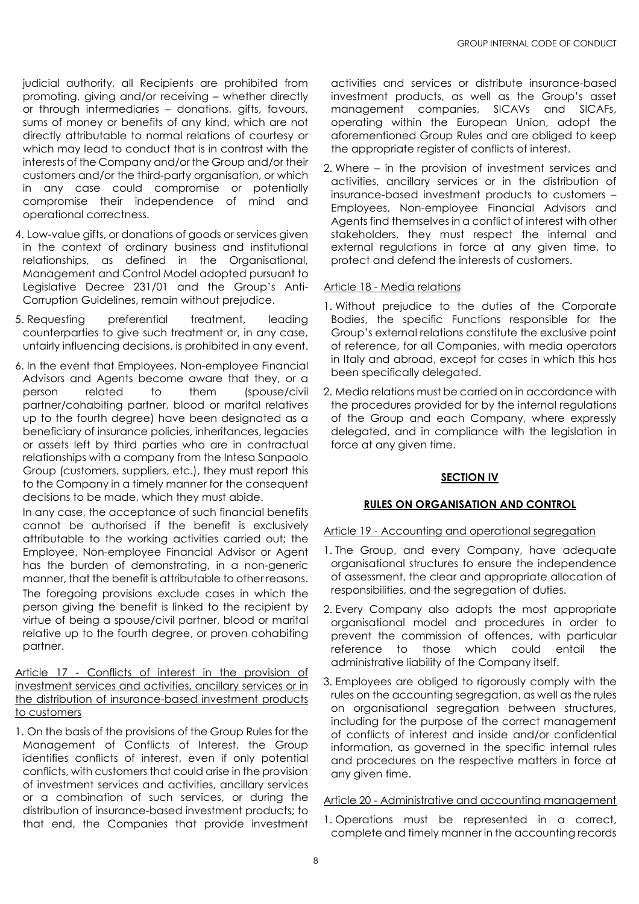judicial authority, all Recipients are prohibited from promoting, giving and/or receiving – whether directly or through intermediaries – donations, gifts, favours, sums of money or benefits of any kind, which are not directly attributable to normal relations of courtesy or which may lead to conduct that is in contrast with the interests of the Company and/or the Group and/or their customers and/or the third-party organisation, or which in any case could compromise or potentially compromise their independence of mind and operational correctness.

4. Low-value gifts, or donations of goods or services given in the context of ordinary business and institutional relationships, as defined in the Organisational, Management and Control Model adopted pursuant to Legislative Decree 231/01 and the Group's Anti-Corruption Guidelines, remain without prejudice.

5. Requesting preferential treatment, leading counterparties to give such treatment or, in any case, unfairly influencing decisions, is prohibited in any event.

6. In the event that Employees, Non-employee Financial Advisors and Agents become aware that they, or a person related to them (spouse/civil partner/cohabiting partner, blood or marital relatives up to the fourth degree) have been designated as a beneficiary of insurance policies, inheritances, legacies or assets left by third parties who are in contractual relationships with a company from the Intesa Sanpaolo Group (customers, suppliers, etc.), they must report this to the Company in a timely manner for the consequent decisions to be made, which they must abide.

   In any case, the acceptance of such financial benefits cannot be authorised if the benefit is exclusively attributable to the working activities carried out; the Employee, Non-employee Financial Advisor or Agent has the burden of demonstrating, in a non-generic manner, that the benefit is attributable to other reasons.

   The foregoing provisions exclude cases in which the person giving the benefit is linked to the recipient by virtue of being a spouse/civil partner, blood or marital relative up to the fourth degree, or proven cohabiting partner.

Article 17 - Conflicts of interest in the provision of investment services and activities, ancillary services or in the distribution of insurance-based investment products to customers

1. On the basis of the provisions of the Group Rules for the Management of Conflicts of Interest, the Group identifies conflicts of interest, even if only potential conflicts, with customers that could arise in the provision of investment services and activities, ancillary services or a combination of such services, or during the distribution of insurance-based investment products; to that end, the Companies that provide investment activities and services or distribute insurance-based investment products, as well as the Group's asset management companies, SICAVs and SICAFs, operating within the European Union, adopt the aforementioned Group Rules and are obliged to keep the appropriate register of conflicts of interest.

2. Where – in the provision of investment services and activities, ancillary services or in the distribution of insurance-based investment products to customers – Employees, Non-employee Financial Advisors and Agents find themselves in a conflict of interest with other stakeholders, they must respect the internal and external regulations in force at any given time, to protect and defend the interests of customers.

Article 18 - Media relations

1. Without prejudice to the duties of the Corporate Bodies, the specific Functions responsible for the Group's external relations constitute the exclusive point of reference, for all Companies, with media operators in Italy and abroad, except for cases in which this has been specifically delegated.

2. Media relations must be carried on in accordance with the procedures provided for by the internal regulations of the Group and each Company, where expressly delegated, and in compliance with the legislation in force at any given time.

## SECTION IV

## RULES ON ORGANISATION AND CONTROL

Article 19 - Accounting and operational segregation

1. The Group, and every Company, have adequate organisational structures to ensure the independence of assessment, the clear and appropriate allocation of responsibilities, and the segregation of duties.

2. Every Company also adopts the most appropriate organisational model and procedures in order to prevent the commission of offences, with particular reference to those which could entail the administrative liability of the Company itself.

3. Employees are obliged to rigorously comply with the rules on the accounting segregation, as well as the rules on organisational segregation between structures, including for the purpose of the correct management of conflicts of interest and inside and/or confidential information, as governed in the specific internal rules and procedures on the respective matters in force at any given time.

Article 20 - Administrative and accounting management

1. Operations must be represented in a correct, complete and timely manner in the accounting records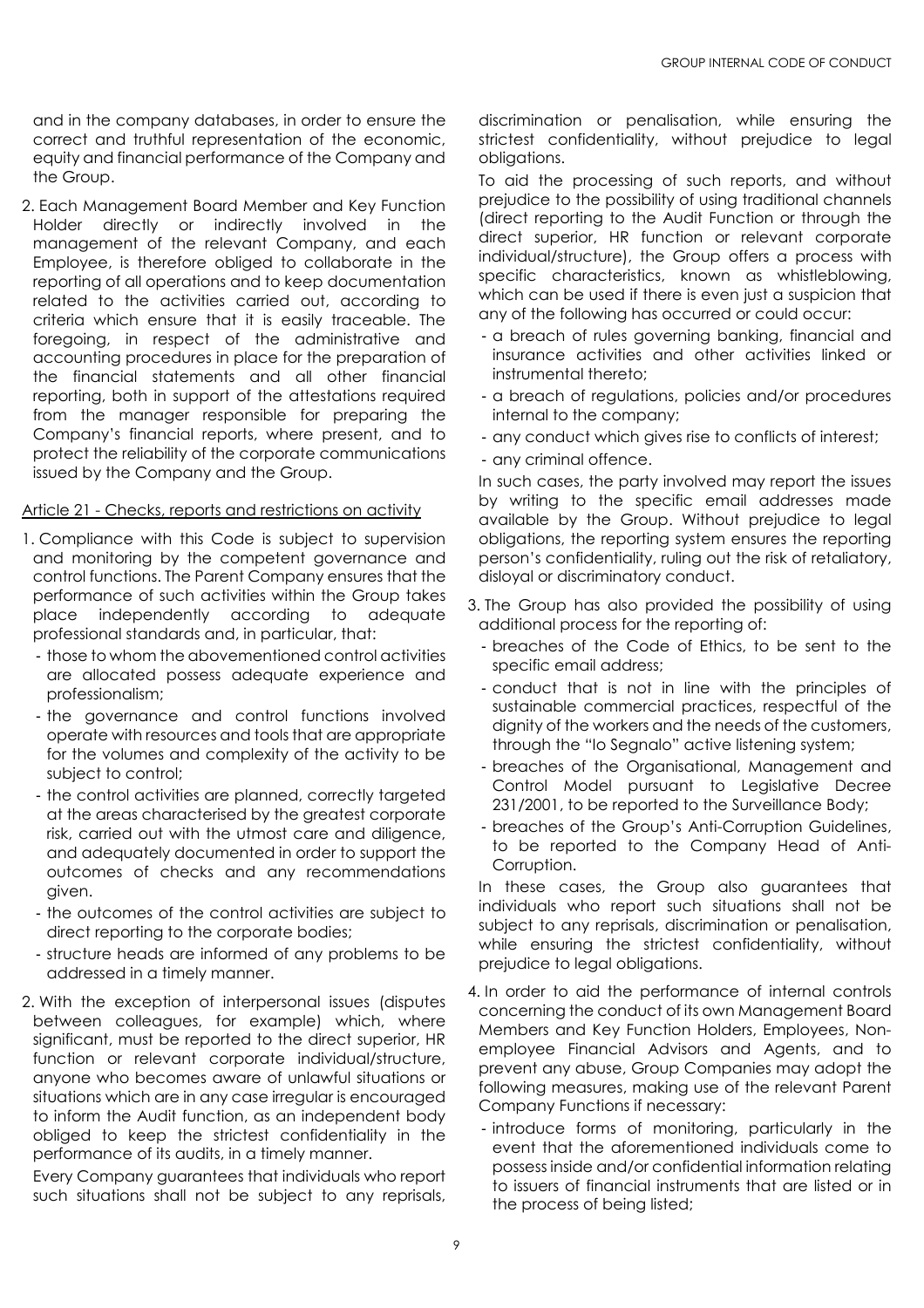and in the company databases, in order to ensure the correct and truthful representation of the economic, equity and financial performance of the Company and the Group.

2. Each Management Board Member and Key Function Holder directly or indirectly involved in the management of the relevant Company, and each Employee, is therefore obliged to collaborate in the reporting of all operations and to keep documentation related to the activities carried out, according to criteria which ensure that it is easily traceable. The foregoing, in respect of the administrative and accounting procedures in place for the preparation of the financial statements and all other financial reporting, both in support of the attestations required from the manager responsible for preparing the Company's financial reports, where present, and to protect the reliability of the corporate communications issued by the Company and the Group.

Article 21 - Checks, reports and restrictions on activity

1. Compliance with this Code is subject to supervision and monitoring by the competent governance and control functions. The Parent Company ensures that the performance of such activities within the Group takes place independently according to adequate professional standards and, in particular, that:
   - those to whom the abovementioned control activities are allocated possess adequate experience and professionalism;
   - the governance and control functions involved operate with resources and tools that are appropriate for the volumes and complexity of the activity to be subject to control;
   - the control activities are planned, correctly targeted at the areas characterised by the greatest corporate risk, carried out with the utmost care and diligence, and adequately documented in order to support the outcomes of checks and any recommendations given.
   - the outcomes of the control activities are subject to direct reporting to the corporate bodies;
   - structure heads are informed of any problems to be addressed in a timely manner.

2. With the exception of interpersonal issues (disputes between colleagues, for example) which, where significant, must be reported to the direct superior, HR function or relevant corporate individual/structure, anyone who becomes aware of unlawful situations or situations which are in any case irregular is encouraged to inform the Audit function, as an independent body obliged to keep the strictest confidentiality in the performance of its audits, in a timely manner.

   Every Company guarantees that individuals who report such situations shall not be subject to any reprisals, discrimination or penalisation, while ensuring the strictest confidentiality, without prejudice to legal obligations.

   To aid the processing of such reports, and without prejudice to the possibility of using traditional channels (direct reporting to the Audit Function or through the direct superior, HR function or relevant corporate individual/structure), the Group offers a process with specific characteristics, known as whistleblowing, which can be used if there is even just a suspicion that any of the following has occurred or could occur:
   - a breach of rules governing banking, financial and insurance activities and other activities linked or instrumental thereto;
   - a breach of regulations, policies and/or procedures internal to the company;
   - any conduct which gives rise to conflicts of interest;
   - any criminal offence.

   In such cases, the party involved may report the issues by writing to the specific email addresses made available by the Group. Without prejudice to legal obligations, the reporting system ensures the reporting person's confidentiality, ruling out the risk of retaliatory, disloyal or discriminatory conduct.

3. The Group has also provided the possibility of using additional process for the reporting of:
   - breaches of the Code of Ethics, to be sent to the specific email address;
   - conduct that is not in line with the principles of sustainable commercial practices, respectful of the dignity of the workers and the needs of the customers, through the "Io Segnalo" active listening system;
   - breaches of the Organisational, Management and Control Model pursuant to Legislative Decree 231/2001, to be reported to the Surveillance Body;
   - breaches of the Group's Anti-Corruption Guidelines, to be reported to the Company Head of Anti-Corruption.

   In these cases, the Group also guarantees that individuals who report such situations shall not be subject to any reprisals, discrimination or penalisation, while ensuring the strictest confidentiality, without prejudice to legal obligations.

4. In order to aid the performance of internal controls concerning the conduct of its own Management Board Members and Key Function Holders, Employees, Non-employee Financial Advisors and Agents, and to prevent any abuse, Group Companies may adopt the following measures, making use of the relevant Parent Company Functions if necessary:
   - introduce forms of monitoring, particularly in the event that the aforementioned individuals come to possess inside and/or confidential information relating to issuers of financial instruments that are listed or in the process of being listed;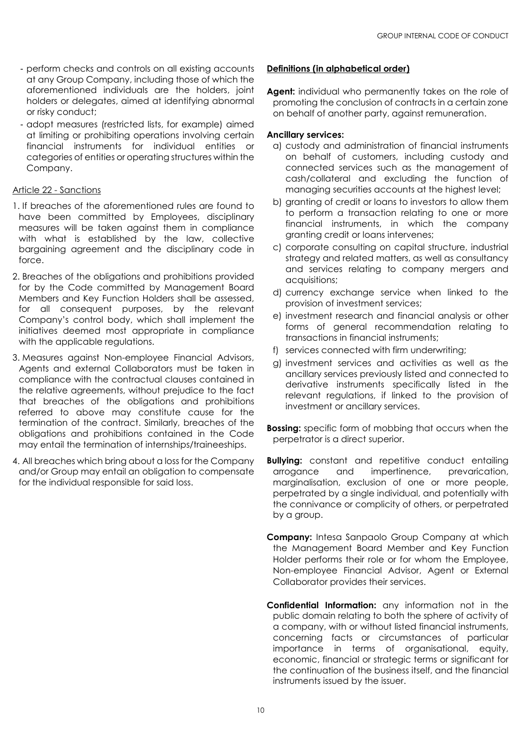- perform checks and controls on all existing accounts at any Group Company, including those of which the aforementioned individuals are the holders, joint holders or delegates, aimed at identifying abnormal or risky conduct;
- adopt measures (restricted lists, for example) aimed at limiting or prohibiting operations involving certain financial instruments for individual entities or categories of entities or operating structures within the Company.

Article 22 - Sanctions

1. If breaches of the aforementioned rules are found to have been committed by Employees, disciplinary measures will be taken against them in compliance with what is established by the law, collective bargaining agreement and the disciplinary code in force.
2. Breaches of the obligations and prohibitions provided for by the Code committed by Management Board Members and Key Function Holders shall be assessed, for all consequent purposes, by the relevant Company's control body, which shall implement the initiatives deemed most appropriate in compliance with the applicable regulations.
3. Measures against Non-employee Financial Advisors, Agents and external Collaborators must be taken in compliance with the contractual clauses contained in the relative agreements, without prejudice to the fact that breaches of the obligations and prohibitions referred to above may constitute cause for the termination of the contract. Similarly, breaches of the obligations and prohibitions contained in the Code may entail the termination of internships/traineeships.
4. All breaches which bring about a loss for the Company and/or Group may entail an obligation to compensate for the individual responsible for said loss.

**Definitions (in alphabetical order)**

**Agent:** individual who permanently takes on the role of promoting the conclusion of contracts in a certain zone on behalf of another party, against remuneration.

**Ancillary services:**

a) custody and administration of financial instruments on behalf of customers, including custody and connected services such as the management of cash/collateral and excluding the function of managing securities accounts at the highest level;
b) granting of credit or loans to investors to allow them to perform a transaction relating to one or more financial instruments, in which the company granting credit or loans intervenes;
c) corporate consulting on capital structure, industrial strategy and related matters, as well as consultancy and services relating to company mergers and acquisitions;
d) currency exchange service when linked to the provision of investment services;
e) investment research and financial analysis or other forms of general recommendation relating to transactions in financial instruments;
f) services connected with firm underwriting;
g) investment services and activities as well as the ancillary services previously listed and connected to derivative instruments specifically listed in the relevant regulations, if linked to the provision of investment or ancillary services.

**Bossing:** specific form of mobbing that occurs when the perpetrator is a direct superior.

**Bullying:** constant and repetitive conduct entailing arrogance and impertinence, prevarication, marginalisation, exclusion of one or more people, perpetrated by a single individual, and potentially with the connivance or complicity of others, or perpetrated by a group.

**Company:** Intesa Sanpaolo Group Company at which the Management Board Member and Key Function Holder performs their role or for whom the Employee, Non-employee Financial Advisor, Agent or External Collaborator provides their services.

**Confidential Information:** any information not in the public domain relating to both the sphere of activity of a company, with or without listed financial instruments, concerning facts or circumstances of particular importance in terms of organisational, equity, economic, financial or strategic terms or significant for the continuation of the business itself, and the financial instruments issued by the issuer.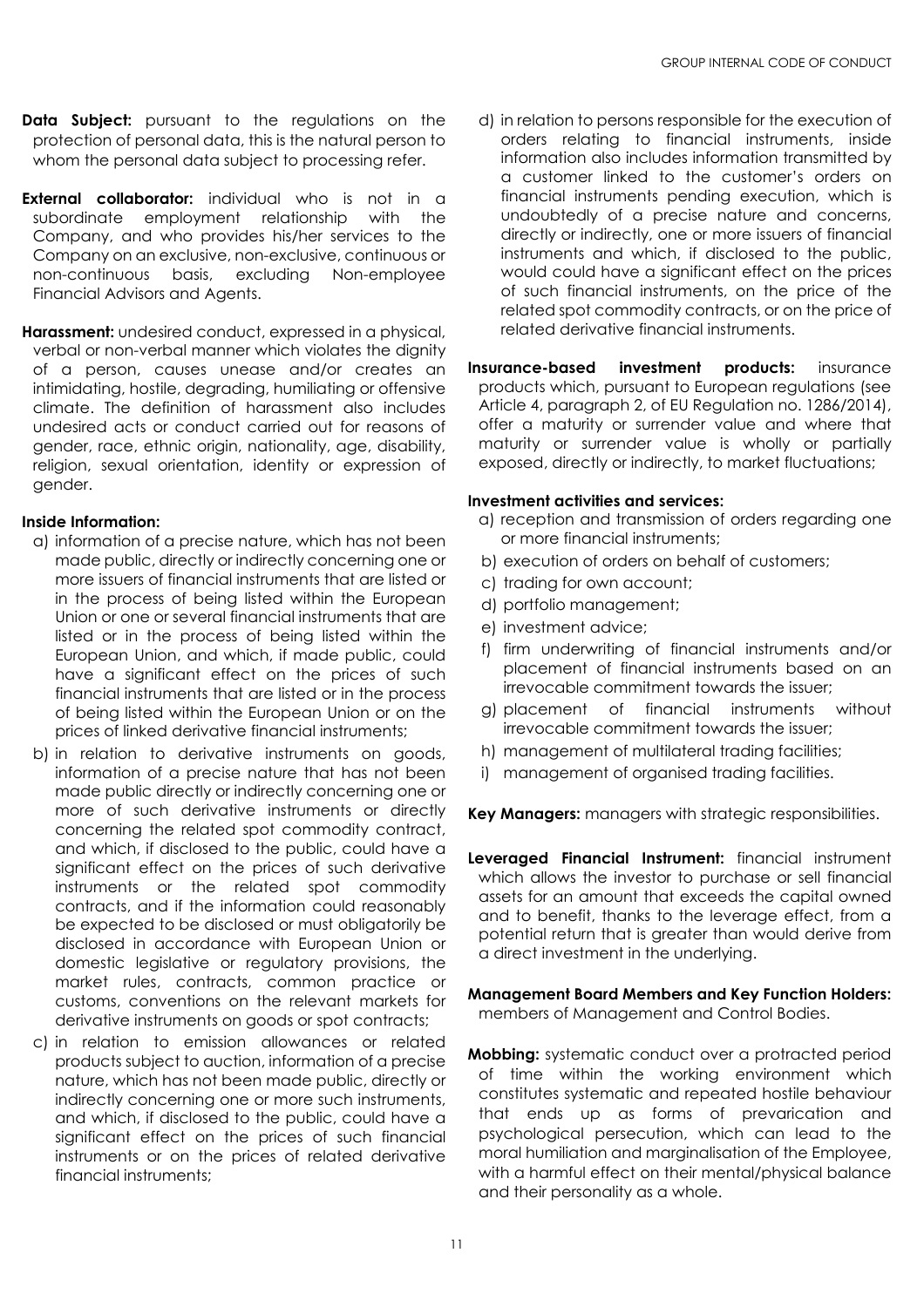**Data Subject:** pursuant to the regulations on the protection of personal data, this is the natural person to whom the personal data subject to processing refer.

**External collaborator:** individual who is not in a subordinate employment relationship with the Company, and who provides his/her services to the Company on an exclusive, non-exclusive, continuous or non-continuous basis, excluding Non-employee Financial Advisors and Agents.

**Harassment:** undesired conduct, expressed in a physical, verbal or non-verbal manner which violates the dignity of a person, causes unease and/or creates an intimidating, hostile, degrading, humiliating or offensive climate. The definition of harassment also includes undesired acts or conduct carried out for reasons of gender, race, ethnic origin, nationality, age, disability, religion, sexual orientation, identity or expression of gender.

**Inside Information:**

a) information of a precise nature, which has not been made public, directly or indirectly concerning one or more issuers of financial instruments that are listed or in the process of being listed within the European Union or one or several financial instruments that are listed or in the process of being listed within the European Union, and which, if made public, could have a significant effect on the prices of such financial instruments that are listed or in the process of being listed within the European Union or on the prices of linked derivative financial instruments;

b) in relation to derivative instruments on goods, information of a precise nature that has not been made public directly or indirectly concerning one or more of such derivative instruments or directly concerning the related spot commodity contract, and which, if disclosed to the public, could have a significant effect on the prices of such derivative instruments or the related spot commodity contracts, and if the information could reasonably be expected to be disclosed or must obligatorily be disclosed in accordance with European Union or domestic legislative or regulatory provisions, the market rules, contracts, common practice or customs, conventions on the relevant markets for derivative instruments on goods or spot contracts;

c) in relation to emission allowances or related products subject to auction, information of a precise nature, which has not been made public, directly or indirectly concerning one or more such instruments, and which, if disclosed to the public, could have a significant effect on the prices of such financial instruments or on the prices of related derivative financial instruments;

d) in relation to persons responsible for the execution of orders relating to financial instruments, inside information also includes information transmitted by a customer linked to the customer's orders on financial instruments pending execution, which is undoubtedly of a precise nature and concerns, directly or indirectly, one or more issuers of financial instruments and which, if disclosed to the public, would could have a significant effect on the prices of such financial instruments, on the price of the related spot commodity contracts, or on the price of related derivative financial instruments.

**Insurance-based investment products:** insurance products which, pursuant to European regulations (see Article 4, paragraph 2, of EU Regulation no. 1286/2014), offer a maturity or surrender value and where that maturity or surrender value is wholly or partially exposed, directly or indirectly, to market fluctuations;

**Investment activities and services:**

a) reception and transmission of orders regarding one or more financial instruments;
b) execution of orders on behalf of customers;
c) trading for own account;
d) portfolio management;
e) investment advice;
f) firm underwriting of financial instruments and/or placement of financial instruments based on an irrevocable commitment towards the issuer;
g) placement of financial instruments without irrevocable commitment towards the issuer;
h) management of multilateral trading facilities;
i) management of organised trading facilities.

**Key Managers:** managers with strategic responsibilities.

**Leveraged Financial Instrument:** financial instrument which allows the investor to purchase or sell financial assets for an amount that exceeds the capital owned and to benefit, thanks to the leverage effect, from a potential return that is greater than would derive from a direct investment in the underlying.

**Management Board Members and Key Function Holders:** members of Management and Control Bodies.

**Mobbing:** systematic conduct over a protracted period of time within the working environment which constitutes systematic and repeated hostile behaviour that ends up as forms of prevarication and psychological persecution, which can lead to the moral humiliation and marginalisation of the Employee, with a harmful effect on their mental/physical balance and their personality as a whole.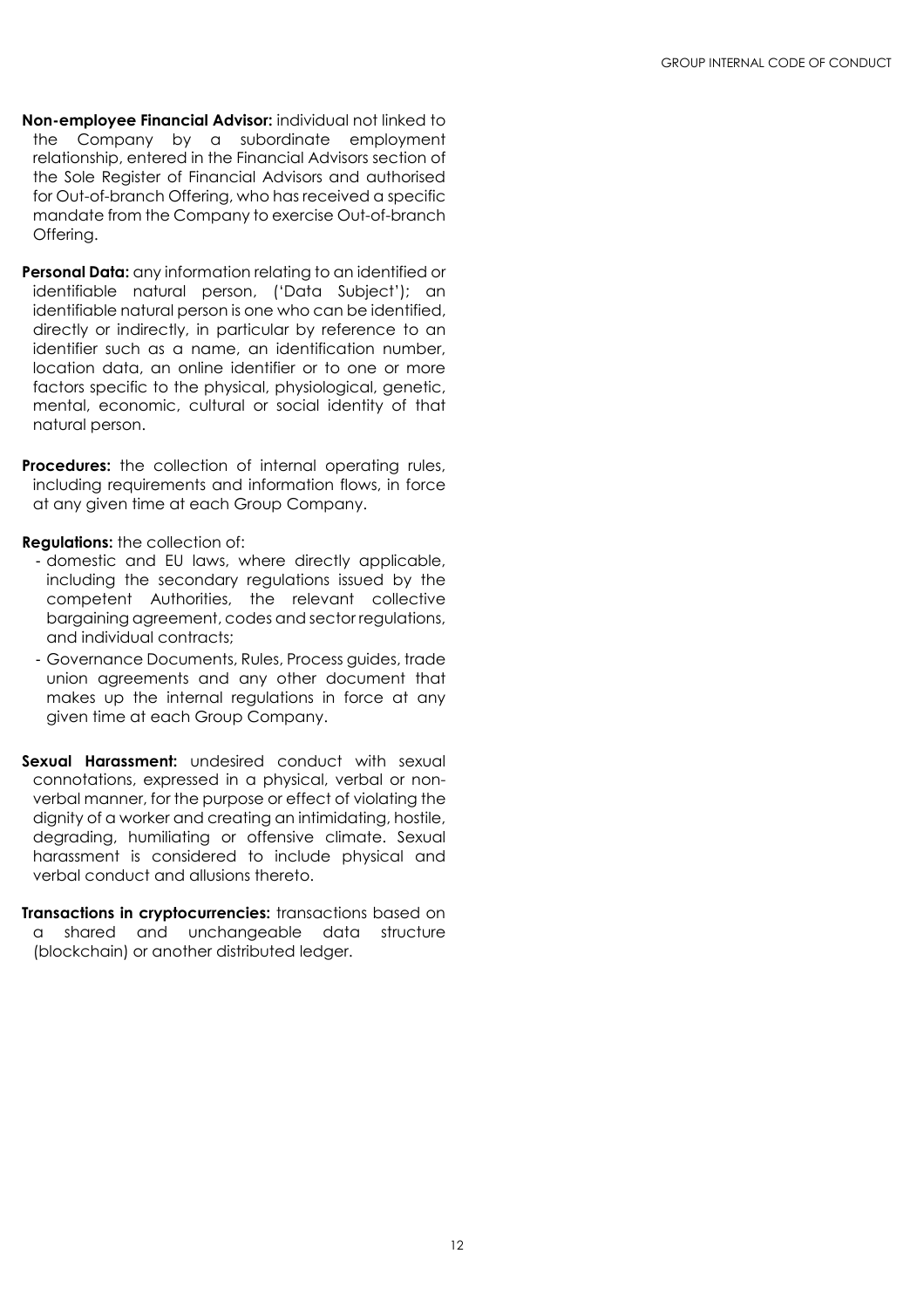**Non-employee Financial Advisor:** individual not linked to the Company by a subordinate employment relationship, entered in the Financial Advisors section of the Sole Register of Financial Advisors and authorised for Out-of-branch Offering, who has received a specific mandate from the Company to exercise Out-of-branch Offering.

**Personal Data:** any information relating to an identified or identifiable natural person, ('Data Subject'); an identifiable natural person is one who can be identified, directly or indirectly, in particular by reference to an identifier such as a name, an identification number, location data, an online identifier or to one or more factors specific to the physical, physiological, genetic, mental, economic, cultural or social identity of that natural person.

**Procedures:** the collection of internal operating rules, including requirements and information flows, in force at any given time at each Group Company.

**Regulations:** the collection of:

- domestic and EU laws, where directly applicable, including the secondary regulations issued by the competent Authorities, the relevant collective bargaining agreement, codes and sector regulations, and individual contracts;
- Governance Documents, Rules, Process guides, trade union agreements and any other document that makes up the internal regulations in force at any given time at each Group Company.

**Sexual Harassment:** undesired conduct with sexual connotations, expressed in a physical, verbal or non-verbal manner, for the purpose or effect of violating the dignity of a worker and creating an intimidating, hostile, degrading, humiliating or offensive climate. Sexual harassment is considered to include physical and verbal conduct and allusions thereto.

**Transactions in cryptocurrencies:** transactions based on a shared and unchangeable data structure (blockchain) or another distributed ledger.